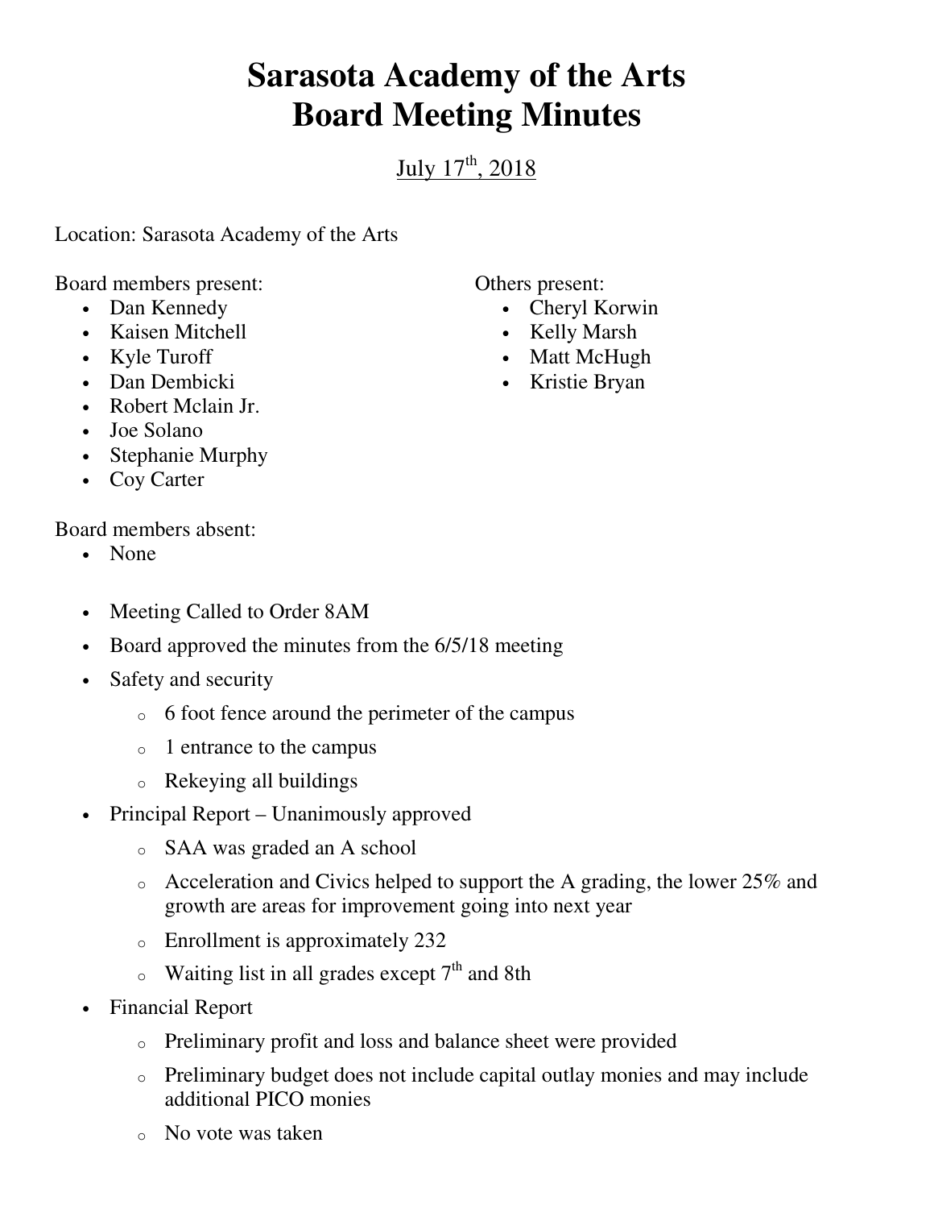# Sarasota Academy of the Arts
# Board Meeting Minutes

July 17th, 2018

Location: Sarasota Academy of the Arts

Board members present:

- Dan Kennedy
- Kaisen Mitchell
- Kyle Turoff
- Dan Dembicki
- Robert Mclain Jr.
- Joe Solano
- Stephanie Murphy
- Coy Carter

Others present:

- Cheryl Korwin
- Kelly Marsh
- Matt McHugh
- Kristie Bryan

Board members absent:

- None

- Meeting Called to Order 8AM
- Board approved the minutes from the 6/5/18 meeting
- Safety and security
  - 6 foot fence around the perimeter of the campus
  - 1 entrance to the campus
  - Rekeying all buildings
- Principal Report – Unanimously approved
  - SAA was graded an A school
  - Acceleration and Civics helped to support the A grading, the lower 25% and growth are areas for improvement going into next year
  - Enrollment is approximately 232
  - Waiting list in all grades except 7th and 8th
- Financial Report
  - Preliminary profit and loss and balance sheet were provided
  - Preliminary budget does not include capital outlay monies and may include additional PICO monies
  - No vote was taken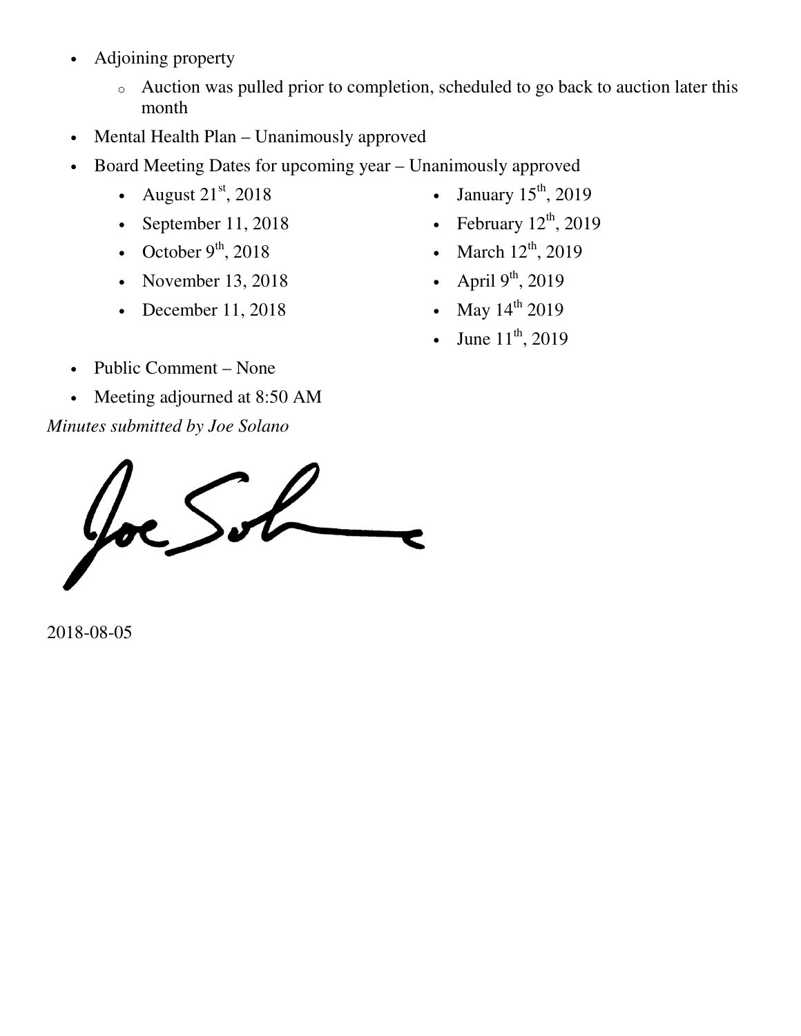- Adjoining property
  - Auction was pulled prior to completion, scheduled to go back to auction later this month
- Mental Health Plan – Unanimously approved
- Board Meeting Dates for upcoming year – Unanimously approved
  - August 21st, 2018
  - September 11, 2018
  - October 9th, 2018
  - November 13, 2018
  - December 11, 2018
  - January 15th, 2019
  - February 12th, 2019
  - March 12th, 2019
  - April 9th, 2019
  - May 14th 2019
  - June 11th, 2019
- Public Comment – None
- Meeting adjourned at 8:50 AM

*Minutes submitted by Joe Solano*

2018-08-05